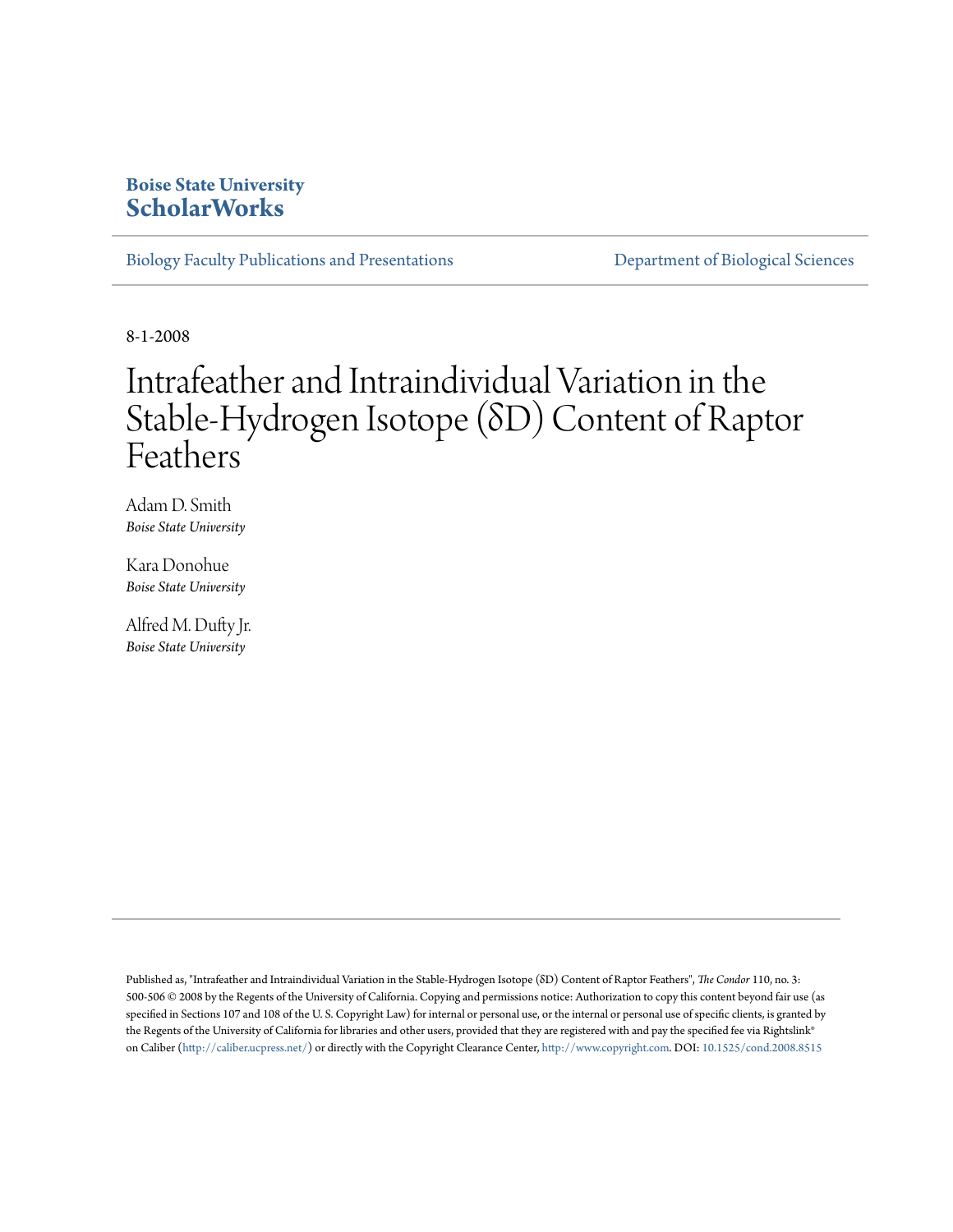**Boise State University**
**ScholarWorks**

Biology Faculty Publications and Presentations | Department of Biological Sciences

8-1-2008

# Intrafeather and Intraindividual Variation in the Stable-Hydrogen Isotope (δD) Content of Raptor Feathers

Adam D. Smith
*Boise State University*

Kara Donohue
*Boise State University*

Alfred M. Dufty Jr.
*Boise State University*

Published as, "Intrafeather and Intraindividual Variation in the Stable-Hydrogen Isotope (δD) Content of Raptor Feathers", *The Condor* 110, no. 3: 500-506 © 2008 by the Regents of the University of California. Copying and permissions notice: Authorization to copy this content beyond fair use (as specified in Sections 107 and 108 of the U. S. Copyright Law) for internal or personal use, or the internal or personal use of specific clients, is granted by the Regents of the University of California for libraries and other users, provided that they are registered with and pay the specified fee via Rightslink® on Caliber (http://caliber.ucpress.net/) or directly with the Copyright Clearance Center, http://www.copyright.com. DOI: 10.1525/cond.2008.8515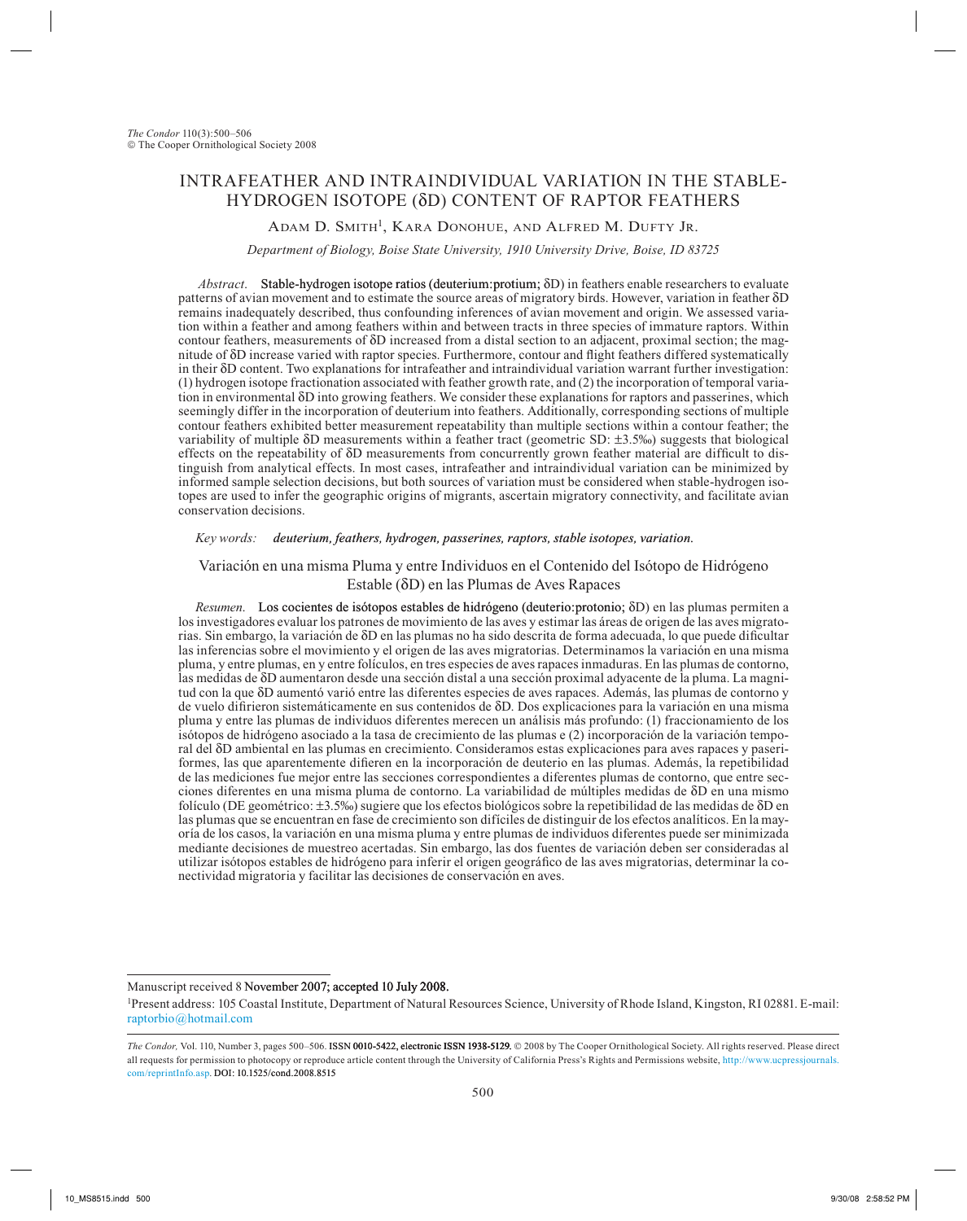# INTRAFEATHER AND INTRAINDIVIDUAL VARIATION IN THE STABLE-HYDROGEN ISOTOPE (δD) CONTENT OF RAPTOR FEATHERS

ADAM D. SMITH[1], KARA DONOHUE, AND ALFRED M. DUFTY JR.

*Department of Biology, Boise State University, 1910 University Drive, Boise, ID 83725*

*Abstract*. Stable-hydrogen isotope ratios (deuterium:protium; δD) in feathers enable researchers to evaluate patterns of avian movement and to estimate the source areas of migratory birds. However, variation in feather δD remains inadequately described, thus confounding inferences of avian movement and origin. We assessed variation within a feather and among feathers within and between tracts in three species of immature raptors. Within contour feathers, measurements of δD increased from a distal section to an adjacent, proximal section; the magnitude of δD increase varied with raptor species. Furthermore, contour and flight feathers differed systematically in their δD content. Two explanations for intrafeather and intraindividual variation warrant further investigation: (1) hydrogen isotope fractionation associated with feather growth rate, and (2) the incorporation of temporal variation in environmental δD into growing feathers. We consider these explanations for raptors and passerines, which seemingly differ in the incorporation of deuterium into feathers. Additionally, corresponding sections of multiple contour feathers exhibited better measurement repeatability than multiple sections within a contour feather; the variability of multiple δD measurements within a feather tract (geometric SD: ±3.5‰) suggests that biological effects on the repeatability of δD measurements from concurrently grown feather material are difficult to distinguish from analytical effects. In most cases, intrafeather and intraindividual variation can be minimized by informed sample selection decisions, but both sources of variation must be considered when stable-hydrogen isotopes are used to infer the geographic origins of migrants, ascertain migratory connectivity, and facilitate avian conservation decisions.

*Key words:* ***deuterium, feathers, hydrogen, passerines, raptors, stable isotopes, variation.***

## Variación en una misma Pluma y entre Individuos en el Contenido del Isótopo de Hidrógeno Estable (δD) en las Plumas de Aves Rapaces

*Resumen*. Los cocientes de isótopos estables de hidrógeno (deuterio:protonio; δD) en las plumas permiten a los investigadores evaluar los patrones de movimiento de las aves y estimar las áreas de origen de las aves migratorias. Sin embargo, la variación de δD en las plumas no ha sido descrita de forma adecuada, lo que puede dificultar las inferencias sobre el movimiento y el origen de las aves migratorias. Determinamos la variación en una misma pluma, y entre plumas, en y entre folículos, en tres especies de aves rapaces inmaduras. En las plumas de contorno, las medidas de δD aumentaron desde una sección distal a una sección proximal adyacente de la pluma. La magnitud con la que δD aumentó varió entre las diferentes especies de aves rapaces. Además, las plumas de contorno y de vuelo difirieron sistemáticamente en sus contenidos de δD. Dos explicaciones para la variación en una misma pluma y entre las plumas de individuos diferentes merecen un análisis más profundo: (1) fraccionamiento de los isótopos de hidrógeno asociado a la tasa de crecimiento de las plumas e (2) incorporación de la variación temporal del δD ambiental en las plumas en crecimiento. Consideramos estas explicaciones para aves rapaces y paseriformes, las que aparentemente difieren en la incorporación de deuterio en las plumas. Además, la repetibilidad de las mediciones fue mejor entre las secciones correspondientes a diferentes plumas de contorno, que entre secciones diferentes en una misma pluma de contorno. La variabilidad de múltiples medidas de δD en una mismo folículo (DE geométrico: ±3.5‰) sugiere que los efectos biológicos sobre la repetibilidad de las medidas de δD en las plumas que se encuentran en fase de crecimiento son difíciles de distinguir de los efectos analíticos. En la mayoría de los casos, la variación en una misma pluma y entre plumas de individuos diferentes puede ser minimizada mediante decisiones de muestreo acertadas. Sin embargo, las dos fuentes de variación deben ser consideradas al utilizar isótopos estables de hidrógeno para inferir el origen geográfico de las aves migratorias, determinar la conectividad migratoria y facilitar las decisiones de conservación en aves.

---

Manuscript received 8 November 2007; accepted 10 July 2008.

[1]Present address: 105 Coastal Institute, Department of Natural Resources Science, University of Rhode Island, Kingston, RI 02881. E-mail: raptorbio@hotmail.com

*The Condor,* Vol. 110, Number 3, pages 500–506. ISSN 0010-5422, electronic ISSN 1938-5129. © 2008 by The Cooper Ornithological Society. All rights reserved. Please direct all requests for permission to photocopy or reproduce article content through the University of California Press's Rights and Permissions website, http://www.ucpressjournals.com/reprintInfo.asp. DOI: 10.1525/cond.2008.8515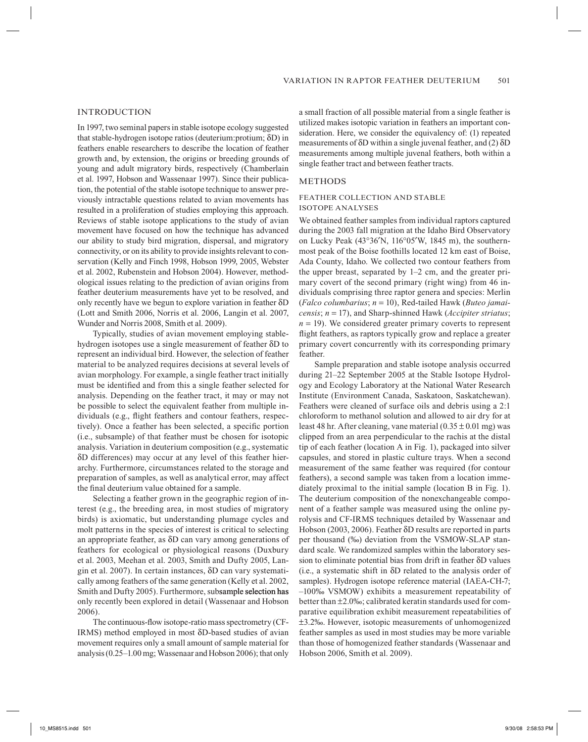## INTRODUCTION

In 1997, two seminal papers in stable isotope ecology suggested that stable-hydrogen isotope ratios (deuterium:protium; δD) in feathers enable researchers to describe the location of feather growth and, by extension, the origins or breeding grounds of young and adult migratory birds, respectively (Chamberlain et al. 1997, Hobson and Wassenaar 1997). Since their publication, the potential of the stable isotope technique to answer previously intractable questions related to avian movements has resulted in a proliferation of studies employing this approach. Reviews of stable isotope applications to the study of avian movement have focused on how the technique has advanced our ability to study bird migration, dispersal, and migratory connectivity, or on its ability to provide insights relevant to conservation (Kelly and Finch 1998, Hobson 1999, 2005, Webster et al. 2002, Rubenstein and Hobson 2004). However, methodological issues relating to the prediction of avian origins from feather deuterium measurements have yet to be resolved, and only recently have we begun to explore variation in feather δD (Lott and Smith 2006, Norris et al. 2006, Langin et al. 2007, Wunder and Norris 2008, Smith et al. 2009).

Typically, studies of avian movement employing stable-hydrogen isotopes use a single measurement of feather δD to represent an individual bird. However, the selection of feather material to be analyzed requires decisions at several levels of avian morphology. For example, a single feather tract initially must be identified and from this a single feather selected for analysis. Depending on the feather tract, it may or may not be possible to select the equivalent feather from multiple individuals (e.g., flight feathers and contour feathers, respectively). Once a feather has been selected, a specific portion (i.e., subsample) of that feather must be chosen for isotopic analysis. Variation in deuterium composition (e.g., systematic δD differences) may occur at any level of this feather hierarchy. Furthermore, circumstances related to the storage and preparation of samples, as well as analytical error, may affect the final deuterium value obtained for a sample.

Selecting a feather grown in the geographic region of interest (e.g., the breeding area, in most studies of migratory birds) is axiomatic, but understanding plumage cycles and molt patterns in the species of interest is critical to selecting an appropriate feather, as δD can vary among generations of feathers for ecological or physiological reasons (Duxbury et al. 2003, Meehan et al. 2003, Smith and Dufty 2005, Langin et al. 2007). In certain instances, δD can vary systematically among feathers of the same generation (Kelly et al. 2002, Smith and Dufty 2005). Furthermore, subsample selection has only recently been explored in detail (Wassenaar and Hobson 2006).

The continuous-flow isotope-ratio mass spectrometry (CF-IRMS) method employed in most δD-based studies of avian movement requires only a small amount of sample material for analysis (0.25–1.00 mg; Wassenaar and Hobson 2006); that only a small fraction of all possible material from a single feather is utilized makes isotopic variation in feathers an important consideration. Here, we consider the equivalency of: (1) repeated measurements of δD within a single juvenal feather, and (2) δD measurements among multiple juvenal feathers, both within a single feather tract and between feather tracts.

## METHODS

### FEATHER COLLECTION AND STABLE ISOTOPE ANALYSES

We obtained feather samples from individual raptors captured during the 2003 fall migration at the Idaho Bird Observatory on Lucky Peak (43°36′N, 116°05′W, 1845 m), the southernmost peak of the Boise foothills located 12 km east of Boise, Ada County, Idaho. We collected two contour feathers from the upper breast, separated by 1–2 cm, and the greater primary covert of the second primary (right wing) from 46 individuals comprising three raptor genera and species: Merlin (*Falco columbarius*; $n = 10$), Red-tailed Hawk (*Buteo jamaicensis*; $n = 17$), and Sharp-shinned Hawk (*Accipiter striatus*; $n = 19$). We considered greater primary coverts to represent flight feathers, as raptors typically grow and replace a greater primary covert concurrently with its corresponding primary feather.

Sample preparation and stable isotope analysis occurred during 21–22 September 2005 at the Stable Isotope Hydrology and Ecology Laboratory at the National Water Research Institute (Environment Canada, Saskatoon, Saskatchewan). Feathers were cleaned of surface oils and debris using a 2:1 chloroform to methanol solution and allowed to air dry for at least 48 hr. After cleaning, vane material ($0.35 \pm 0.01$ mg) was clipped from an area perpendicular to the rachis at the distal tip of each feather (location A in Fig. 1), packaged into silver capsules, and stored in plastic culture trays. When a second measurement of the same feather was required (for contour feathers), a second sample was taken from a location immediately proximal to the initial sample (location B in Fig. 1). The deuterium composition of the nonexchangeable component of a feather sample was measured using the online pyrolysis and CF-IRMS techniques detailed by Wassenaar and Hobson (2003, 2006). Feather δD results are reported in parts per thousand (‰) deviation from the VSMOW-SLAP standard scale. We randomized samples within the laboratory session to eliminate potential bias from drift in feather δD values (i.e., a systematic shift in δD related to the analysis order of samples). Hydrogen isotope reference material (IAEA-CH-7; –100‰ VSMOW) exhibits a measurement repeatability of better than ±2.0‰; calibrated keratin standards used for comparative equilibration exhibit measurement repeatabilities of ±3.2‰. However, isotopic measurements of unhomogenized feather samples as used in most studies may be more variable than those of homogenized feather standards (Wassenaar and Hobson 2006, Smith et al. 2009).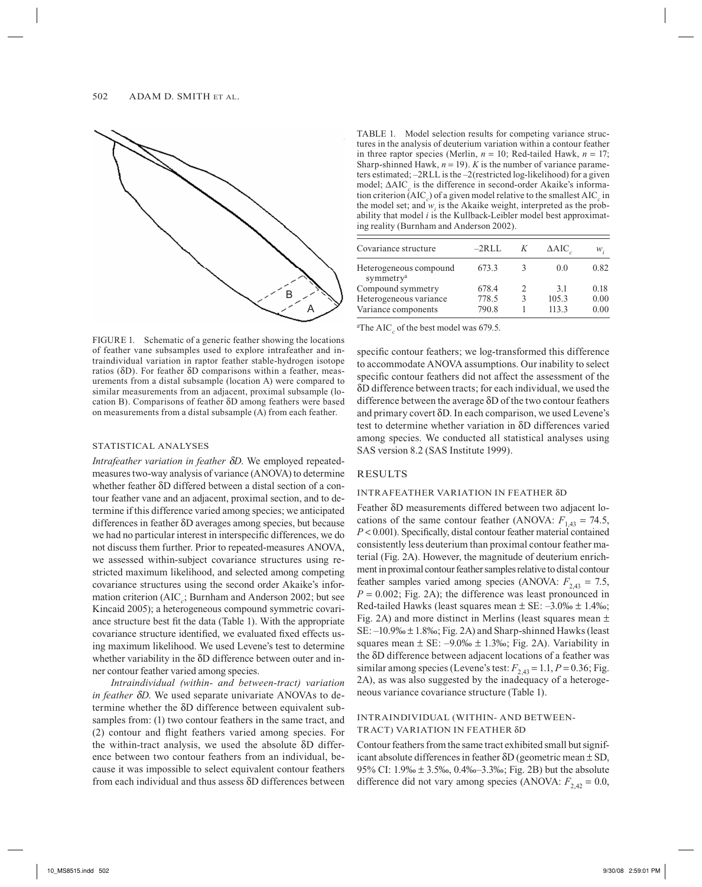FIGURE 1. Schematic of a generic feather showing the locations of feather vane subsamples used to explore intrafeather and intraindividual variation in raptor feather stable-hydrogen isotope ratios (δD). For feather δD comparisons within a feather, measurements from a distal subsample (location A) were compared to similar measurements from an adjacent, proximal subsample (location B). Comparisons of feather δD among feathers were based on measurements from a distal subsample (A) from each feather.

## STATISTICAL ANALYSES

*Intrafeather variation in feather δD.* We employed repeated-measures two-way analysis of variance (ANOVA) to determine whether feather δD differed between a distal section of a contour feather vane and an adjacent, proximal section, and to determine if this difference varied among species; we anticipated differences in feather δD averages among species, but because we had no particular interest in interspecific differences, we do not discuss them further. Prior to repeated-measures ANOVA, we assessed within-subject covariance structures using restricted maximum likelihood, and selected among competing covariance structures using the second order Akaike's information criterion ($AIC_c$; Burnham and Anderson 2002; but see Kincaid 2005); a heterogeneous compound symmetric covariance structure best fit the data (Table 1). With the appropriate covariance structure identified, we evaluated fixed effects using maximum likelihood. We used Levene's test to determine whether variability in the δD difference between outer and inner contour feather varied among species.

*Intraindividual (within- and between-tract) variation in feather δD.* We used separate univariate ANOVAs to determine whether the δD difference between equivalent subsamples from: (1) two contour feathers in the same tract, and (2) contour and flight feathers varied among species. For the within-tract analysis, we used the absolute δD difference between two contour feathers from an individual, because it was impossible to select equivalent contour feathers from each individual and thus assess δD differences between specific contour feathers; we log-transformed this difference to accommodate ANOVA assumptions. Our inability to select specific contour feathers did not affect the assessment of the δD difference between tracts; for each individual, we used the difference between the average δD of the two contour feathers and primary covert δD. In each comparison, we used Levene's test to determine whether variation in δD differences varied among species. We conducted all statistical analyses using SAS version 8.2 (SAS Institute 1999).

TABLE 1. Model selection results for competing variance structures in the analysis of deuterium variation within a contour feather in three raptor species (Merlin, $n = 10$; Red-tailed Hawk, $n = 17$; Sharp-shinned Hawk, $n = 19$). $K$ is the number of variance parameters estimated; –2RLL is the –2(restricted log-likelihood) for a given model; $\Delta AIC_c$ is the difference in second-order Akaike's information criterion ($AIC_c$) of a given model relative to the smallest $AIC_c$ in the model set; and $w_i$ is the Akaike weight, interpreted as the probability that model $i$ is the Kullback-Leibler model best approximating reality (Burnham and Anderson 2002).

| Covariance structure | –2RLL | $K$ | $\Delta AIC_c$ | $w_i$ |
|---|---|---|---|---|
| Heterogeneous compound symmetry[a] | 673.3 | 3 | 0.0 | 0.82 |
| Compound symmetry | 678.4 | 2 | 3.1 | 0.18 |
| Heterogeneous variance | 778.5 | 3 | 105.3 | 0.00 |
| Variance components | 790.8 | 1 | 113.3 | 0.00 |

[a]The $AIC_c$ of the best model was 679.5.

## RESULTS

### INTRAFEATHER VARIATION IN FEATHER δD

Feather δD measurements differed between two adjacent locations of the same contour feather (ANOVA: $F_{1,43} = 74.5$, $P < 0.001$). Specifically, distal contour feather material contained consistently less deuterium than proximal contour feather material (Fig. 2A). However, the magnitude of deuterium enrichment in proximal contour feather samples relative to distal contour feather samples varied among species (ANOVA: $F_{2,43} = 7.5$, $P = 0.002$; Fig. 2A); the difference was least pronounced in Red-tailed Hawks (least squares mean ± SE: –3.0‰ ± 1.4‰; Fig. 2A) and more distinct in Merlins (least squares mean ± SE: –10.9‰ ± 1.8‰; Fig. 2A) and Sharp-shinned Hawks (least squares mean ± SE: –9.0‰ ± 1.3‰; Fig. 2A). Variability in the δD difference between adjacent locations of a feather was similar among species (Levene's test: $F_{2,43} = 1.1$, $P = 0.36$; Fig. 2A), as was also suggested by the inadequacy of a heterogeneous variance covariance structure (Table 1).

### INTRAINDIVIDUAL (WITHIN- AND BETWEEN-TRACT) VARIATION IN FEATHER δD

Contour feathers from the same tract exhibited small but significant absolute differences in feather δD (geometric mean ± SD, 95% CI: 1.9‰ ± 3.5‰, 0.4‰–3.3‰; Fig. 2B) but the absolute difference did not vary among species (ANOVA: $F_{2,42} = 0.0$,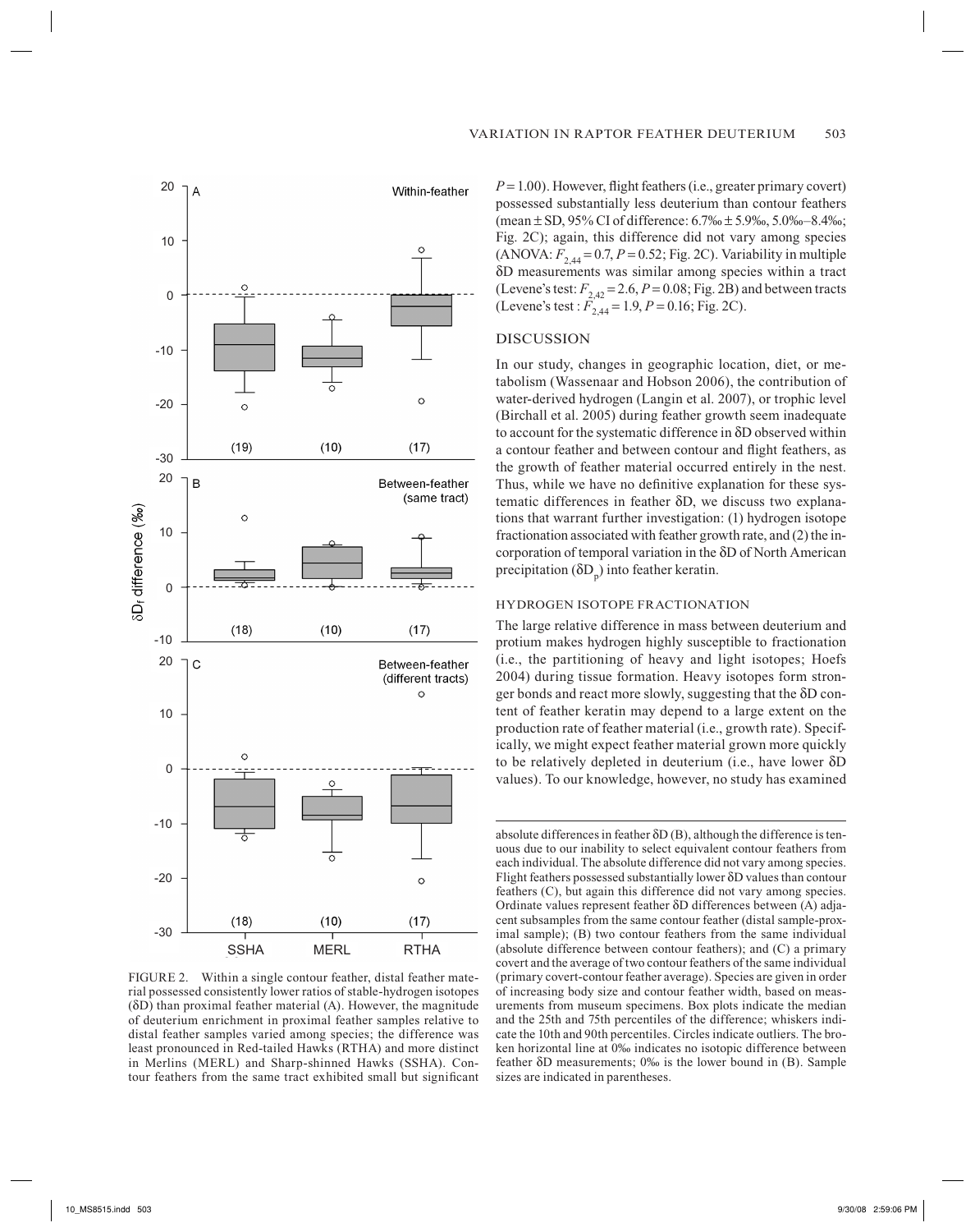20 A Within-feather
10
0
-10
-20
(19) (10) (17)
-30

20 B Between-feather (same tract)
10
0
(18) (10) (17)
-10

20 C Between-feather (different tracts)
10
0
-10
-20
(18) (10) (17)
-30
SSHA MERL RTHA

$\delta D_f$ difference (‰)

FIGURE 2. Within a single contour feather, distal feather material possessed consistently lower ratios of stable-hydrogen isotopes ($\delta D$) than proximal feather material (A). However, the magnitude of deuterium enrichment in proximal feather samples relative to distal feather samples varied among species; the difference was least pronounced in Red-tailed Hawks (RTHA) and more distinct in Merlins (MERL) and Sharp-shinned Hawks (SSHA). Contour feathers from the same tract exhibited small but significant absolute differences in feather $\delta D$ (B), although the difference is tenuous due to our inability to select equivalent contour feathers from each individual. The absolute difference did not vary among species. Flight feathers possessed substantially lower $\delta D$ values than contour feathers (C), but again this difference did not vary among species. Ordinate values represent feather $\delta D$ differences between (A) adjacent subsamples from the same contour feather (distal sample-proximal sample); (B) two contour feathers from the same individual (absolute difference between contour feathers); and (C) a primary covert and the average of two contour feathers of the same individual (primary covert-contour feather average). Species are given in order of increasing body size and contour feather width, based on measurements from museum specimens. Box plots indicate the median and the 25th and 75th percentiles of the difference; whiskers indicate the 10th and 90th percentiles. Circles indicate outliers. The broken horizontal line at 0‰ indicates no isotopic difference between feather $\delta D$ measurements; 0‰ is the lower bound in (B). Sample sizes are indicated in parentheses.

$P = 1.00$). However, flight feathers (i.e., greater primary covert) possessed substantially less deuterium than contour feathers (mean ± SD, 95% CI of difference: 6.7‰ ± 5.9‰, 5.0‰–8.4‰; Fig. 2C); again, this difference did not vary among species (ANOVA: $F_{2,44} = 0.7$, $P = 0.52$; Fig. 2C). Variability in multiple $\delta D$ measurements was similar among species within a tract (Levene's test: $F_{2,42} = 2.6$, $P = 0.08$; Fig. 2B) and between tracts (Levene's test : $F_{2,44} = 1.9$, $P = 0.16$; Fig. 2C).

## DISCUSSION

In our study, changes in geographic location, diet, or metabolism (Wassenaar and Hobson 2006), the contribution of water-derived hydrogen (Langin et al. 2007), or trophic level (Birchall et al. 2005) during feather growth seem inadequate to account for the systematic difference in $\delta D$ observed within a contour feather and between contour and flight feathers, as the growth of feather material occurred entirely in the nest. Thus, while we have no definitive explanation for these systematic differences in feather $\delta D$, we discuss two explanations that warrant further investigation: (1) hydrogen isotope fractionation associated with feather growth rate, and (2) the incorporation of temporal variation in the $\delta D$ of North American precipitation ($\delta D_p$) into feather keratin.

### HYDROGEN ISOTOPE FRACTIONATION

The large relative difference in mass between deuterium and protium makes hydrogen highly susceptible to fractionation (i.e., the partitioning of heavy and light isotopes; Hoefs 2004) during tissue formation. Heavy isotopes form stronger bonds and react more slowly, suggesting that the $\delta D$ content of feather keratin may depend to a large extent on the production rate of feather material (i.e., growth rate). Specifically, we might expect feather material grown more quickly to be relatively depleted in deuterium (i.e., have lower $\delta D$ values). To our knowledge, however, no study has examined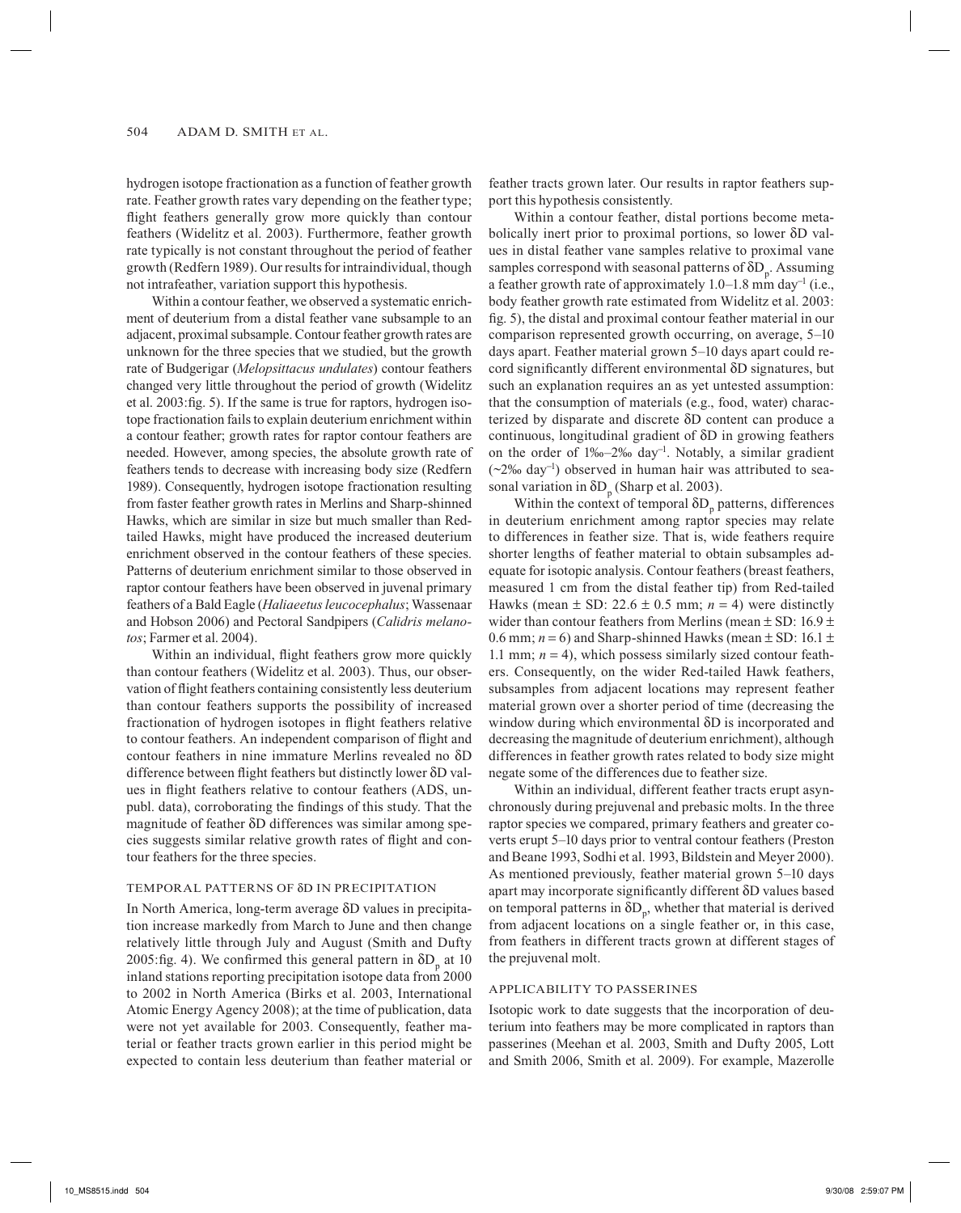hydrogen isotope fractionation as a function of feather growth rate. Feather growth rates vary depending on the feather type; flight feathers generally grow more quickly than contour feathers (Widelitz et al. 2003). Furthermore, feather growth rate typically is not constant throughout the period of feather growth (Redfern 1989). Our results for intraindividual, though not intrafeather, variation support this hypothesis.

Within a contour feather, we observed a systematic enrichment of deuterium from a distal feather vane subsample to an adjacent, proximal subsample. Contour feather growth rates are unknown for the three species that we studied, but the growth rate of Budgerigar (*Melopsittacus undulates*) contour feathers changed very little throughout the period of growth (Widelitz et al. 2003:fig. 5). If the same is true for raptors, hydrogen isotope fractionation fails to explain deuterium enrichment within a contour feather; growth rates for raptor contour feathers are needed. However, among species, the absolute growth rate of feathers tends to decrease with increasing body size (Redfern 1989). Consequently, hydrogen isotope fractionation resulting from faster feather growth rates in Merlins and Sharp-shinned Hawks, which are similar in size but much smaller than Red-tailed Hawks, might have produced the increased deuterium enrichment observed in the contour feathers of these species. Patterns of deuterium enrichment similar to those observed in raptor contour feathers have been observed in juvenal primary feathers of a Bald Eagle (*Haliaeetus leucocephalus*; Wassenaar and Hobson 2006) and Pectoral Sandpipers (*Calidris melanotos*; Farmer et al. 2004).

Within an individual, flight feathers grow more quickly than contour feathers (Widelitz et al. 2003). Thus, our observation of flight feathers containing consistently less deuterium than contour feathers supports the possibility of increased fractionation of hydrogen isotopes in flight feathers relative to contour feathers. An independent comparison of flight and contour feathers in nine immature Merlins revealed no δD difference between flight feathers but distinctly lower δD values in flight feathers relative to contour feathers (ADS, unpubl. data), corroborating the findings of this study. That the magnitude of feather δD differences was similar among species suggests similar relative growth rates of flight and contour feathers for the three species.

### TEMPORAL PATTERNS OF δD IN PRECIPITATION

In North America, long-term average δD values in precipitation increase markedly from March to June and then change relatively little through July and August (Smith and Dufty 2005:fig. 4). We confirmed this general pattern in $\delta D_p$ at 10 inland stations reporting precipitation isotope data from 2000 to 2002 in North America (Birks et al. 2003, International Atomic Energy Agency 2008); at the time of publication, data were not yet available for 2003. Consequently, feather material or feather tracts grown earlier in this period might be expected to contain less deuterium than feather material or feather tracts grown later. Our results in raptor feathers support this hypothesis consistently.

Within a contour feather, distal portions become metabolically inert prior to proximal portions, so lower δD values in distal feather vane samples relative to proximal vane samples correspond with seasonal patterns of $\delta D_p$. Assuming a feather growth rate of approximately 1.0–1.8 mm day$^{-1}$ (i.e., body feather growth rate estimated from Widelitz et al. 2003: fig. 5), the distal and proximal contour feather material in our comparison represented growth occurring, on average, 5–10 days apart. Feather material grown 5–10 days apart could record significantly different environmental δD signatures, but such an explanation requires an as yet untested assumption: that the consumption of materials (e.g., food, water) characterized by disparate and discrete δD content can produce a continuous, longitudinal gradient of δD in growing feathers on the order of 1‰–2‰ day$^{-1}$. Notably, a similar gradient (~2‰ day$^{-1}$) observed in human hair was attributed to seasonal variation in $\delta D_p$ (Sharp et al. 2003).

Within the context of temporal $\delta D_p$ patterns, differences in deuterium enrichment among raptor species may relate to differences in feather size. That is, wide feathers require shorter lengths of feather material to obtain subsamples adequate for isotopic analysis. Contour feathers (breast feathers, measured 1 cm from the distal feather tip) from Red-tailed Hawks (mean ± SD: 22.6 ± 0.5 mm; $n = 4$) were distinctly wider than contour feathers from Merlins (mean ± SD: 16.9 ± 0.6 mm; $n = 6$) and Sharp-shinned Hawks (mean ± SD: 16.1 ± 1.1 mm; $n = 4$), which possess similarly sized contour feathers. Consequently, on the wider Red-tailed Hawk feathers, subsamples from adjacent locations may represent feather material grown over a shorter period of time (decreasing the window during which environmental δD is incorporated and decreasing the magnitude of deuterium enrichment), although differences in feather growth rates related to body size might negate some of the differences due to feather size.

Within an individual, different feather tracts erupt asynchronously during prejuvenal and prebasic molts. In the three raptor species we compared, primary feathers and greater coverts erupt 5–10 days prior to ventral contour feathers (Preston and Beane 1993, Sodhi et al. 1993, Bildstein and Meyer 2000). As mentioned previously, feather material grown 5–10 days apart may incorporate significantly different δD values based on temporal patterns in $\delta D_p$, whether that material is derived from adjacent locations on a single feather or, in this case, from feathers in different tracts grown at different stages of the prejuvenal molt.

### APPLICABILITY TO PASSERINES

Isotopic work to date suggests that the incorporation of deuterium into feathers may be more complicated in raptors than passerines (Meehan et al. 2003, Smith and Dufty 2005, Lott and Smith 2006, Smith et al. 2009). For example, Mazerolle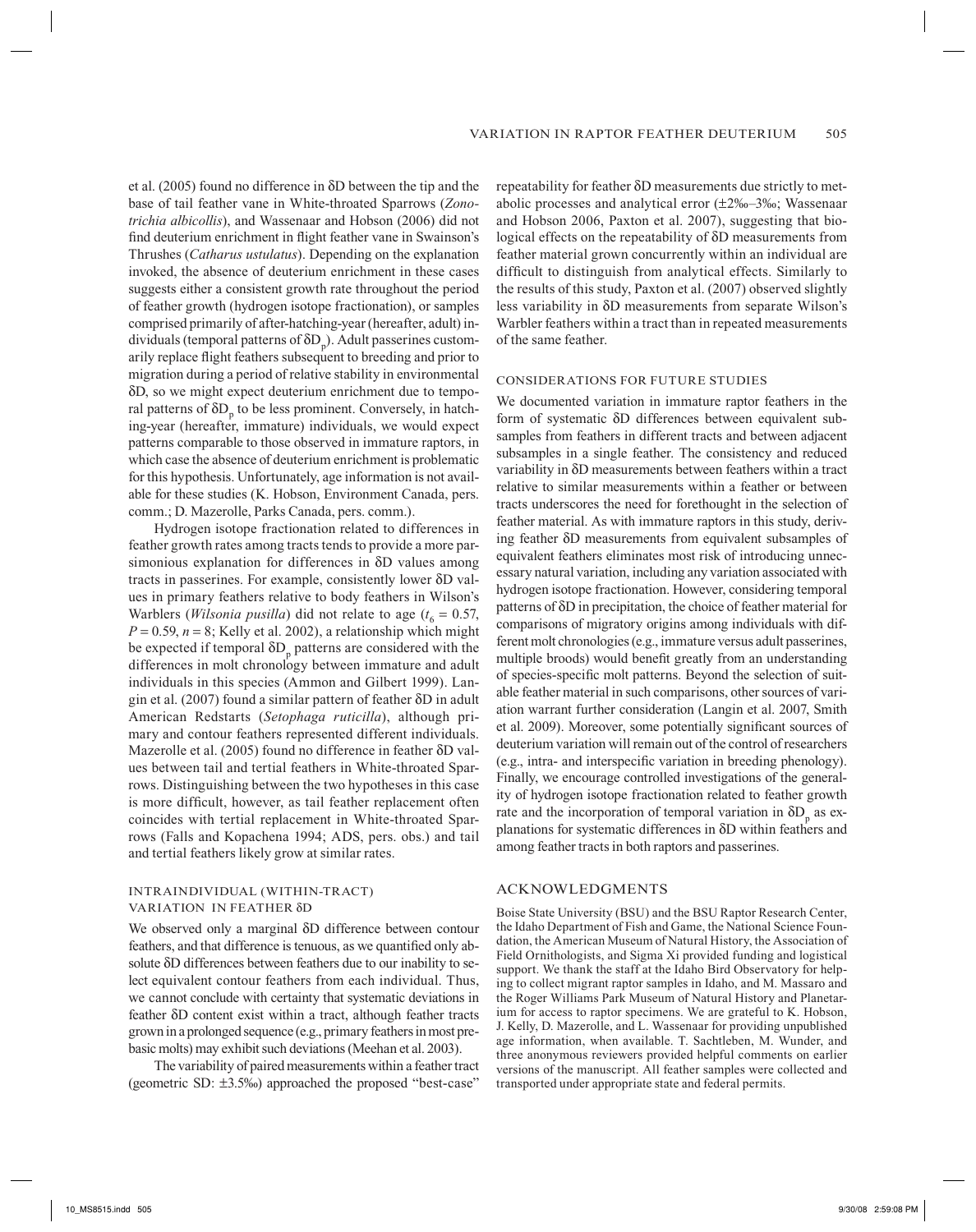et al. (2005) found no difference in δD between the tip and the base of tail feather vane in White-throated Sparrows (*Zonotrichia albicollis*), and Wassenaar and Hobson (2006) did not find deuterium enrichment in flight feather vane in Swainson's Thrushes (*Catharus ustulatus*). Depending on the explanation invoked, the absence of deuterium enrichment in these cases suggests either a consistent growth rate throughout the period of feather growth (hydrogen isotope fractionation), or samples comprised primarily of after-hatching-year (hereafter, adult) individuals (temporal patterns of $\delta D_p$). Adult passerines customarily replace flight feathers subsequent to breeding and prior to migration during a period of relative stability in environmental δD, so we might expect deuterium enrichment due to temporal patterns of $\delta D_p$ to be less prominent. Conversely, in hatching-year (hereafter, immature) individuals, we would expect patterns comparable to those observed in immature raptors, in which case the absence of deuterium enrichment is problematic for this hypothesis. Unfortunately, age information is not available for these studies (K. Hobson, Environment Canada, pers. comm.; D. Mazerolle, Parks Canada, pers. comm.).

Hydrogen isotope fractionation related to differences in feather growth rates among tracts tends to provide a more parsimonious explanation for differences in δD values among tracts in passerines. For example, consistently lower δD values in primary feathers relative to body feathers in Wilson's Warblers (*Wilsonia pusilla*) did not relate to age ($t_6 = 0.57$, $P = 0.59$, $n = 8$; Kelly et al. 2002), a relationship which might be expected if temporal $\delta D_p$ patterns are considered with the differences in molt chronology between immature and adult individuals in this species (Ammon and Gilbert 1999). Langin et al. (2007) found a similar pattern of feather δD in adult American Redstarts (*Setophaga ruticilla*), although primary and contour feathers represented different individuals. Mazerolle et al. (2005) found no difference in feather δD values between tail and tertial feathers in White-throated Sparrows. Distinguishing between the two hypotheses in this case is more difficult, however, as tail feather replacement often coincides with tertial replacement in White-throated Sparrows (Falls and Kopachena 1994; ADS, pers. obs.) and tail and tertial feathers likely grow at similar rates.

### INTRAINDIVIDUAL (WITHIN-TRACT) VARIATION IN FEATHER δD

We observed only a marginal δD difference between contour feathers, and that difference is tenuous, as we quantified only absolute δD differences between feathers due to our inability to select equivalent contour feathers from each individual. Thus, we cannot conclude with certainty that systematic deviations in feather δD content exist within a tract, although feather tracts grown in a prolonged sequence (e.g., primary feathers in most prebasic molts) may exhibit such deviations (Meehan et al. 2003).

The variability of paired measurements within a feather tract (geometric SD: ±3.5‰) approached the proposed "best-case" repeatability for feather δD measurements due strictly to metabolic processes and analytical error (±2‰–3‰; Wassenaar and Hobson 2006, Paxton et al. 2007), suggesting that biological effects on the repeatability of δD measurements from feather material grown concurrently within an individual are difficult to distinguish from analytical effects. Similarly to the results of this study, Paxton et al. (2007) observed slightly less variability in δD measurements from separate Wilson's Warbler feathers within a tract than in repeated measurements of the same feather.

### CONSIDERATIONS FOR FUTURE STUDIES

We documented variation in immature raptor feathers in the form of systematic δD differences between equivalent subsamples from feathers in different tracts and between adjacent subsamples in a single feather. The consistency and reduced variability in δD measurements between feathers within a tract relative to similar measurements within a feather or between tracts underscores the need for forethought in the selection of feather material. As with immature raptors in this study, deriving feather δD measurements from equivalent subsamples of equivalent feathers eliminates most risk of introducing unnecessary natural variation, including any variation associated with hydrogen isotope fractionation. However, considering temporal patterns of δD in precipitation, the choice of feather material for comparisons of migratory origins among individuals with different molt chronologies (e.g., immature versus adult passerines, multiple broods) would benefit greatly from an understanding of species-specific molt patterns. Beyond the selection of suitable feather material in such comparisons, other sources of variation warrant further consideration (Langin et al. 2007, Smith et al. 2009). Moreover, some potentially significant sources of deuterium variation will remain out of the control of researchers (e.g., intra- and interspecific variation in breeding phenology). Finally, we encourage controlled investigations of the generality of hydrogen isotope fractionation related to feather growth rate and the incorporation of temporal variation in $\delta D_p$ as explanations for systematic differences in δD within feathers and among feather tracts in both raptors and passerines.

## ACKNOWLEDGMENTS

Boise State University (BSU) and the BSU Raptor Research Center, the Idaho Department of Fish and Game, the National Science Foundation, the American Museum of Natural History, the Association of Field Ornithologists, and Sigma Xi provided funding and logistical support. We thank the staff at the Idaho Bird Observatory for helping to collect migrant raptor samples in Idaho, and M. Massaro and the Roger Williams Park Museum of Natural History and Planetarium for access to raptor specimens. We are grateful to K. Hobson, J. Kelly, D. Mazerolle, and L. Wassenaar for providing unpublished age information, when available. T. Sachtleben, M. Wunder, and three anonymous reviewers provided helpful comments on earlier versions of the manuscript. All feather samples were collected and transported under appropriate state and federal permits.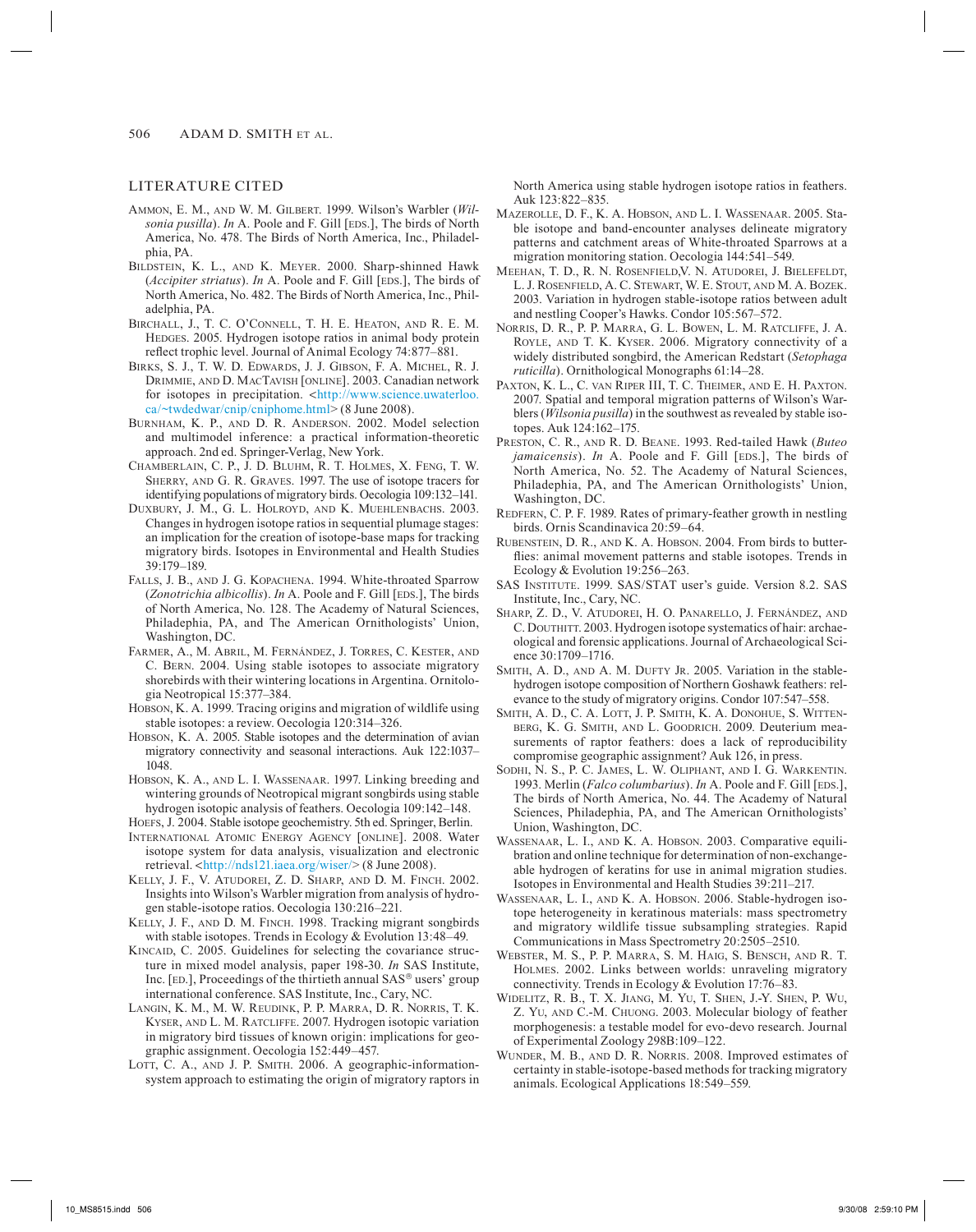## LITERATURE CITED

Ammon, E. M., and W. M. Gilbert. 1999. Wilson's Warbler (*Wilsonia pusilla*). *In* A. Poole and F. Gill [eds.], The birds of North America, No. 478. The Birds of North America, Inc., Philadelphia, PA.

Bildstein, K. L., and K. Meyer. 2000. Sharp-shinned Hawk (*Accipiter striatus*). *In* A. Poole and F. Gill [eds.], The birds of North America, No. 482. The Birds of North America, Inc., Philadelphia, PA.

Birchall, J., T. C. O'Connell, T. H. E. Heaton, and R. E. M. Hedges. 2005. Hydrogen isotope ratios in animal body protein reflect trophic level. Journal of Animal Ecology 74:877–881.

Birks, S. J., T. W. D. Edwards, J. J. Gibson, F. A. Michel, R. J. Drimmie, and D. MacTavish [online]. 2003. Canadian network for isotopes in precipitation. <http://www.science.uwaterloo.ca/~twdedwar/cnip/cniphome.html> (8 June 2008).

Burnham, K. P., and D. R. Anderson. 2002. Model selection and multimodel inference: a practical information-theoretic approach. 2nd ed. Springer-Verlag, New York.

Chamberlain, C. P., J. D. Bluhm, R. T. Holmes, X. Feng, T. W. Sherry, and G. R. Graves. 1997. The use of isotope tracers for identifying populations of migratory birds. Oecologia 109:132–141.

Duxbury, J. M., G. L. Holroyd, and K. Muehlenbachs. 2003. Changes in hydrogen isotope ratios in sequential plumage stages: an implication for the creation of isotope-base maps for tracking migratory birds. Isotopes in Environmental and Health Studies 39:179–189.

Falls, J. B., and J. G. Kopachena. 1994. White-throated Sparrow (*Zonotrichia albicollis*). *In* A. Poole and F. Gill [eds.], The birds of North America, No. 128. The Academy of Natural Sciences, Philadelphia, PA, and The American Ornithologists' Union, Washington, DC.

Farmer, A., M. Abril, M. Fernández, J. Torres, C. Kester, and C. Bern. 2004. Using stable isotopes to associate migratory shorebirds with their wintering locations in Argentina. Ornitologia Neotropical 15:377–384.

Hobson, K. A. 1999. Tracing origins and migration of wildlife using stable isotopes: a review. Oecologia 120:314–326.

Hobson, K. A. 2005. Stable isotopes and the determination of avian migratory connectivity and seasonal interactions. Auk 122:1037–1048.

Hobson, K. A., and L. I. Wassenaar. 1997. Linking breeding and wintering grounds of Neotropical migrant songbirds using stable hydrogen isotopic analysis of feathers. Oecologia 109:142–148.

Hoefs, J. 2004. Stable isotope geochemistry. 5th ed. Springer, Berlin.

International Atomic Energy Agency [online]. 2008. Water isotope system for data analysis, visualization and electronic retrieval. <http://nds121.iaea.org/wiser/> (8 June 2008).

Kelly, J. F., V. Atudorei, Z. D. Sharp, and D. M. Finch. 2002. Insights into Wilson's Warbler migration from analysis of hydrogen stable-isotope ratios. Oecologia 130:216–221.

Kelly, J. F., and D. M. Finch. 1998. Tracking migrant songbirds with stable isotopes. Trends in Ecology & Evolution 13:48–49.

Kincaid, C. 2005. Guidelines for selecting the covariance structure in mixed model analysis, paper 198-30. *In* SAS Institute, Inc. [ed.], Proceedings of the thirtieth annual SAS® users' group international conference. SAS Institute, Inc., Cary, NC.

Langin, K. M., M. W. Reudink, P. P. Marra, D. R. Norris, T. K. Kyser, and L. M. Ratcliffe. 2007. Hydrogen isotopic variation in migratory bird tissues of known origin: implications for geographic assignment. Oecologia 152:449–457.

Lott, C. A., and J. P. Smith. 2006. A geographic-information-system approach to estimating the origin of migratory raptors in North America using stable hydrogen isotope ratios in feathers. Auk 123:822–835.

Mazerolle, D. F., K. A. Hobson, and L. I. Wassenaar. 2005. Stable isotope and band-encounter analyses delineate migratory patterns and catchment areas of White-throated Sparrows at a migration monitoring station. Oecologia 144:541–549.

Meehan, T. D., R. N. Rosenfield,V. N. Atudorei, J. Bielefeldt, L. J. Rosenfield, A. C. Stewart, W. E. Stout, and M. A. Bozek. 2003. Variation in hydrogen stable-isotope ratios between adult and nestling Cooper's Hawks. Condor 105:567–572.

Norris, D. R., P. P. Marra, G. L. Bowen, L. M. Ratcliffe, J. A. Royle, and T. K. Kyser. 2006. Migratory connectivity of a widely distributed songbird, the American Redstart (*Setophaga ruticilla*). Ornithological Monographs 61:14–28.

Paxton, K. L., C. van Riper III, T. C. Theimer, and E. H. Paxton. 2007. Spatial and temporal migration patterns of Wilson's Warblers (*Wilsonia pusilla*) in the southwest as revealed by stable isotopes. Auk 124:162–175.

Preston, C. R., and R. D. Beane. 1993. Red-tailed Hawk (*Buteo jamaicensis*). *In* A. Poole and F. Gill [eds.], The birds of North America, No. 52. The Academy of Natural Sciences, Philadelphia, PA, and The American Ornithologists' Union, Washington, DC.

Redfern, C. P. F. 1989. Rates of primary-feather growth in nestling birds. Ornis Scandinavica 20:59–64.

Rubenstein, D. R., and K. A. Hobson. 2004. From birds to butterflies: animal movement patterns and stable isotopes. Trends in Ecology & Evolution 19:256–263.

SAS Institute. 1999. SAS/STAT user's guide. Version 8.2. SAS Institute, Inc., Cary, NC.

Sharp, Z. D., V. Atudorei, H. O. Panarello, J. Fernández, and C. Douthitt. 2003. Hydrogen isotope systematics of hair: archaeological and forensic applications. Journal of Archaeological Science 30:1709–1716.

Smith, A. D., and A. M. Dufty Jr. 2005. Variation in the stable-hydrogen isotope composition of Northern Goshawk feathers: relevance to the study of migratory origins. Condor 107:547–558.

Smith, A. D., C. A. Lott, J. P. Smith, K. A. Donohue, S. Wittenberg, K. G. Smith, and L. Goodrich. 2009. Deuterium measurements of raptor feathers: does a lack of reproducibility compromise geographic assignment? Auk 126, in press.

Sodhi, N. S., P. C. James, L. W. Oliphant, and I. G. Warkentin. 1993. Merlin (*Falco columbarius*). *In* A. Poole and F. Gill [eds.], The birds of North America, No. 44. The Academy of Natural Sciences, Philadelphia, PA, and The American Ornithologists' Union, Washington, DC.

Wassenaar, L. I., and K. A. Hobson. 2003. Comparative equilibration and online technique for determination of non-exchangeable hydrogen of keratins for use in animal migration studies. Isotopes in Environmental and Health Studies 39:211–217.

Wassenaar, L. I., and K. A. Hobson. 2006. Stable-hydrogen isotope heterogeneity in keratinous materials: mass spectrometry and migratory wildlife tissue subsampling strategies. Rapid Communications in Mass Spectrometry 20:2505–2510.

Webster, M. S., P. P. Marra, S. M. Haig, S. Bensch, and R. T. Holmes. 2002. Links between worlds: unraveling migratory connectivity. Trends in Ecology & Evolution 17:76–83.

Widelitz, R. B., T. X. Jiang, M. Yu, T. Shen, J.-Y. Shen, P. Wu, Z. Yu, and C.-M. Chuong. 2003. Molecular biology of feather morphogenesis: a testable model for evo-devo research. Journal of Experimental Zoology 298B:109–122.

Wunder, M. B., and D. R. Norris. 2008. Improved estimates of certainty in stable-isotope-based methods for tracking migratory animals. Ecological Applications 18:549–559.